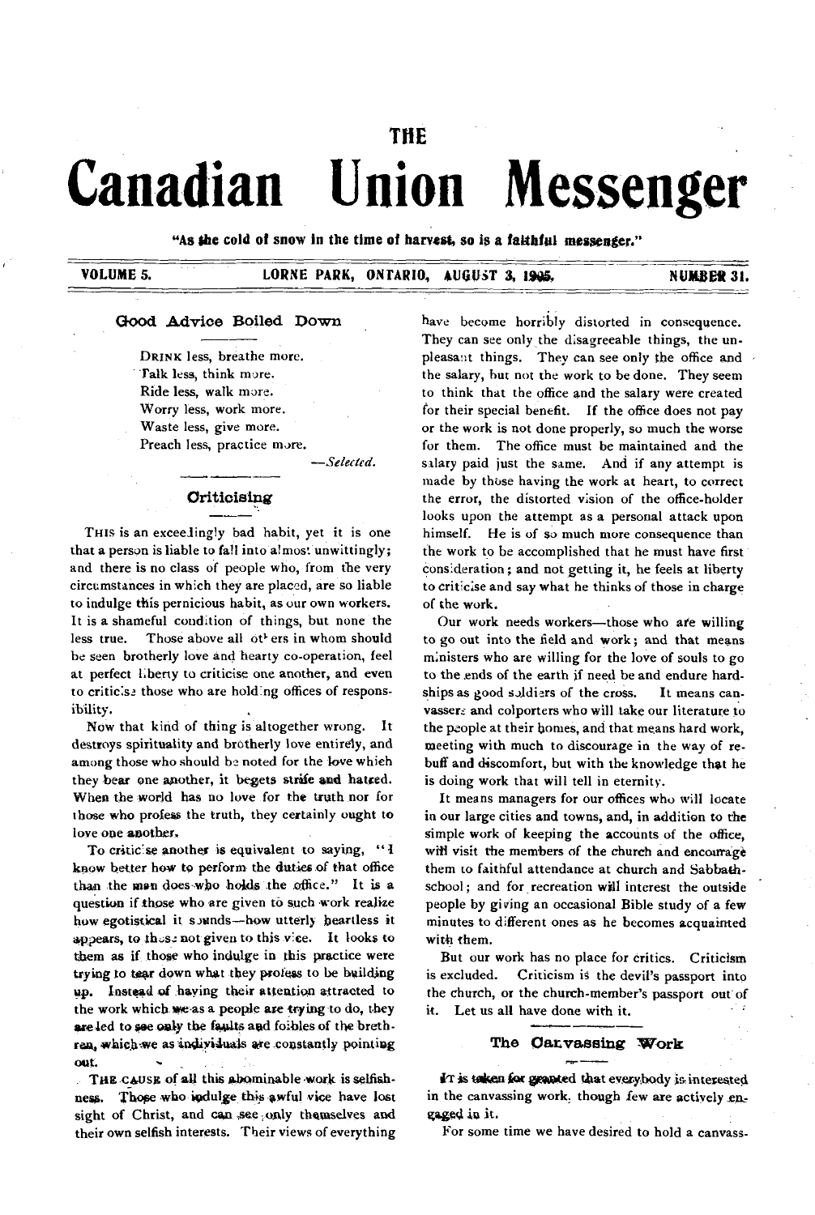# THE Canadian Union Messenger

"As the cold of snow in the time of harvest, so is a faithful messenger."

VOLUME 5. LORNE PARK, ONTARIO, AUGUST 3, 1905. NUMBER 31.

## Good Advice Boiled Down

DRINK less, breathe more.
Talk less, think more.
Ride less, walk more.
Worry less, work more.
Waste less, give more.
Preach less, practice more.

—*Selected.*

## Criticising

THIS is an exceedingly bad habit, yet it is one that a person is liable to fall into almost unwittingly; and there is no class of people who, from the very circumstances in which they are placed, are so liable to indulge this pernicious habit, as our own workers. It is a shameful condition of things, but none the less true. Those above all others in whom should be seen brotherly love and hearty co-operation, feel at perfect liberty to criticise one another, and even to criticise those who are holding offices of responsibility.

Now that kind of thing is altogether wrong. It destroys spirituality and brotherly love entirely, and among those who should be noted for the love which they bear one another, it begets strife and hatred. When the world has no love for the truth nor for those who profess the truth, they certainly ought to love one another.

To criticise another is equivalent to saying, "I know better how to perform the duties of that office than the man does who holds the office." It is a question if those who are given to such work realize how egotistical it sounds—how utterly heartless it appears, to those not given to this vice. It looks to them as if those who indulge in this practice were trying to tear down what they profess to be building up. Instead of having their attention attracted to the work which we as a people are trying to do, they are led to see only the faults and foibles of the brethren, which we as individuals are constantly pointing out.

THE CAUSE of all this abominable work is selfishness. Those who indulge this awful vice have lost sight of Christ, and can see only themselves and their own selfish interests. Their views of everything have become horribly distorted in consequence. They can see only the disagreeable things, the unpleasant things. They can see only the office and the salary, but not the work to be done. They seem to think that the office and the salary were created for their special benefit. If the office does not pay or the work is not done properly, so much the worse for them. The office must be maintained and the salary paid just the same. And if any attempt is made by those having the work at heart, to correct the error, the distorted vision of the office-holder looks upon the attempt as a personal attack upon himself. He is of so much more consequence than the work to be accomplished that he must have first consideration; and not getting it, he feels at liberty to criticise and say what he thinks of those in charge of the work.

Our work needs workers—those who are willing to go out into the field and work; and that means ministers who are willing for the love of souls to go to the ends of the earth if need be and endure hardships as good soldiers of the cross. It means canvassers and colporters who will take our literature to the people at their homes, and that means hard work, meeting with much to discourage in the way of rebuff and discomfort, but with the knowledge that he is doing work that will tell in eternity.

It means managers for our offices who will locate in our large cities and towns, and, in addition to the simple work of keeping the accounts of the office, will visit the members of the church and encourage them to faithful attendance at church and Sabbath-school; and for recreation will interest the outside people by giving an occasional Bible study of a few minutes to different ones as he becomes acquainted with them.

But our work has no place for critics. Criticism is excluded. Criticism is the devil's passport into the church, or the church-member's passport out of it. Let us all have done with it.

## The Canvassing Work

IT is taken for granted that everybody is interested in the canvassing work, though few are actively engaged in it.

For some time we have desired to hold a canvass-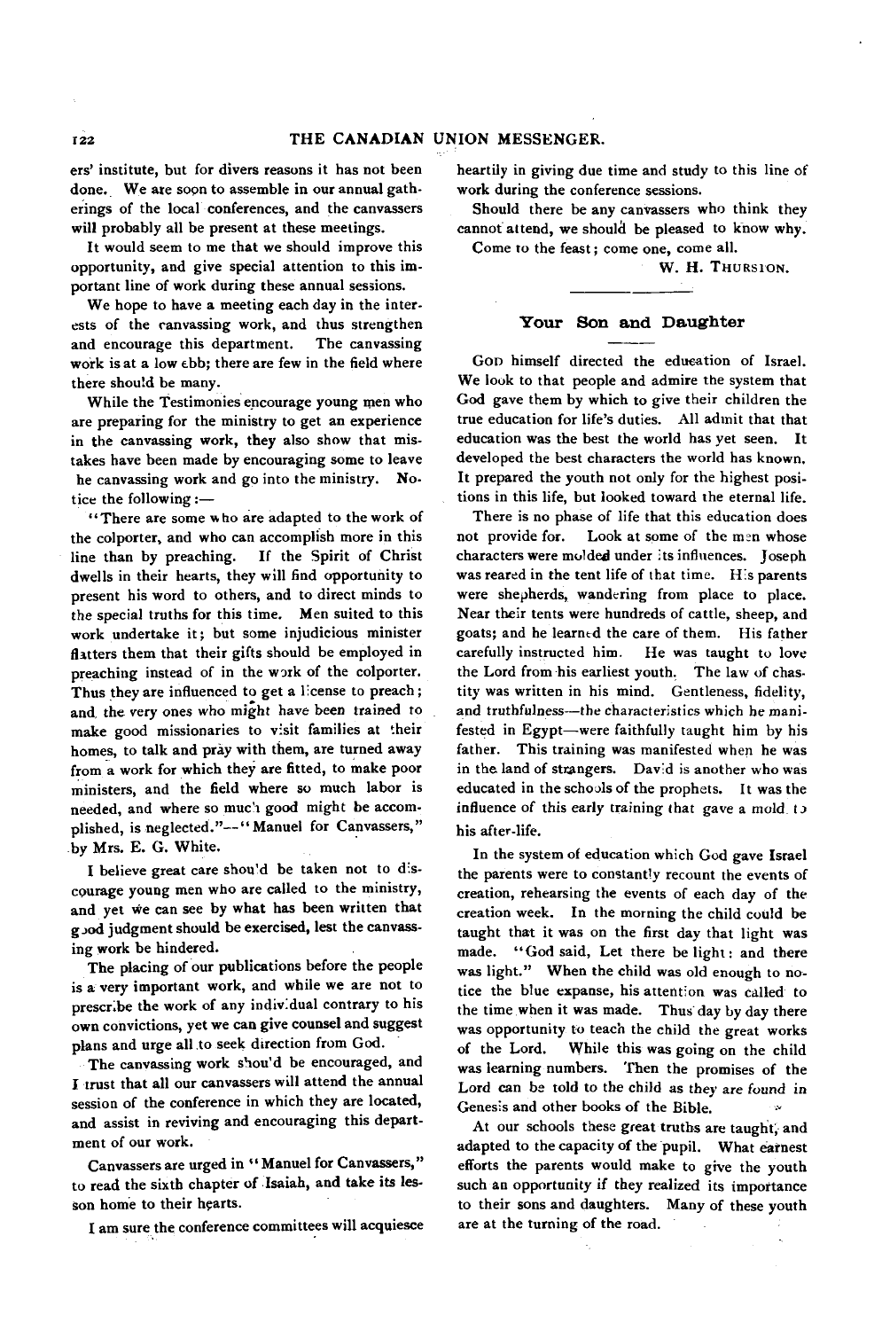ers' institute, but for divers reasons it has not been done. We are soon to assemble in our annual gatherings of the local conferences, and the canvassers will probably all be present at these meetings.

It would seem to me that we should improve this opportunity, and give special attention to this important line of work during these annual sessions.

We hope to have a meeting each day in the interests of the canvassing work, and thus strengthen and encourage this department. The canvassing work is at a low ebb; there are few in the field where there should be many.

While the Testimonies encourage young men who are preparing for the ministry to get an experience in the canvassing work, they also show that mistakes have been made by encouraging some to leave he canvassing work and go into the ministry. Notice the following:—

"There are some who are adapted to the work of the colporter, and who can accomplish more in this line than by preaching. If the Spirit of Christ dwells in their hearts, they will find opportunity to present his word to others, and to direct minds to the special truths for this time. Men suited to this work undertake it; but some injudicious minister flatters them that their gifts should be employed in preaching instead of in the work of the colporter. Thus they are influenced to get a license to preach; and the very ones who might have been trained to make good missionaries to visit families at their homes, to talk and pray with them, are turned away from a work for which they are fitted, to make poor ministers, and the field where so much labor is needed, and where so much good might be accomplished, is neglected."—"Manuel for Canvassers," by Mrs. E. G. White.

I believe great care should be taken not to discourage young men who are called to the ministry, and yet we can see by what has been written that good judgment should be exercised, lest the canvassing work be hindered.

The placing of our publications before the people is a very important work, and while we are not to prescribe the work of any individual contrary to his own convictions, yet we can give counsel and suggest plans and urge all to seek direction from God.

The canvassing work should be encouraged, and I trust that all our canvassers will attend the annual session of the conference in which they are located, and assist in reviving and encouraging this department of our work.

Canvassers are urged in "Manuel for Canvassers," to read the sixth chapter of Isaiah, and take its lesson home to their hearts.

I am sure the conference committees will acquiesce heartily in giving due time and study to this line of work during the conference sessions.

Should there be any canvassers who think they cannot attend, we should be pleased to know why.

Come to the feast; come one, come all.

W. H. THURSTON.

---

## Your Son and Daughter

GOD himself directed the education of Israel. We look to that people and admire the system that God gave them by which to give their children the true education for life's duties. All admit that that education was the best the world has yet seen. It developed the best characters the world has known. It prepared the youth not only for the highest positions in this life, but looked toward the eternal life.

There is no phase of life that this education does not provide for. Look at some of the men whose characters were molded under its influences. Joseph was reared in the tent life of that time. His parents were shepherds, wandering from place to place. Near their tents were hundreds of cattle, sheep, and goats; and he learned the care of them. His father carefully instructed him. He was taught to love the Lord from his earliest youth. The law of chastity was written in his mind. Gentleness, fidelity, and truthfulness—the characteristics which he manifested in Egypt—were faithfully taught him by his father. This training was manifested when he was in the land of strangers. David is another who was educated in the schools of the prophets. It was the influence of this early training that gave a mold to his after-life.

In the system of education which God gave Israel the parents were to constantly recount the events of creation, rehearsing the events of each day of the creation week. In the morning the child could be taught that it was on the first day that light was made. "God said, Let there be light: and there was light." When the child was old enough to notice the blue expanse, his attention was called to the time when it was made. Thus day by day there was opportunity to teach the child the great works of the Lord. While this was going on the child was learning numbers. Then the promises of the Lord can be told to the child as they are found in Genesis and other books of the Bible.

At our schools these great truths are taught, and adapted to the capacity of the pupil. What earnest efforts the parents would make to give the youth such an opportunity if they realized its importance to their sons and daughters. Many of these youth are at the turning of the road.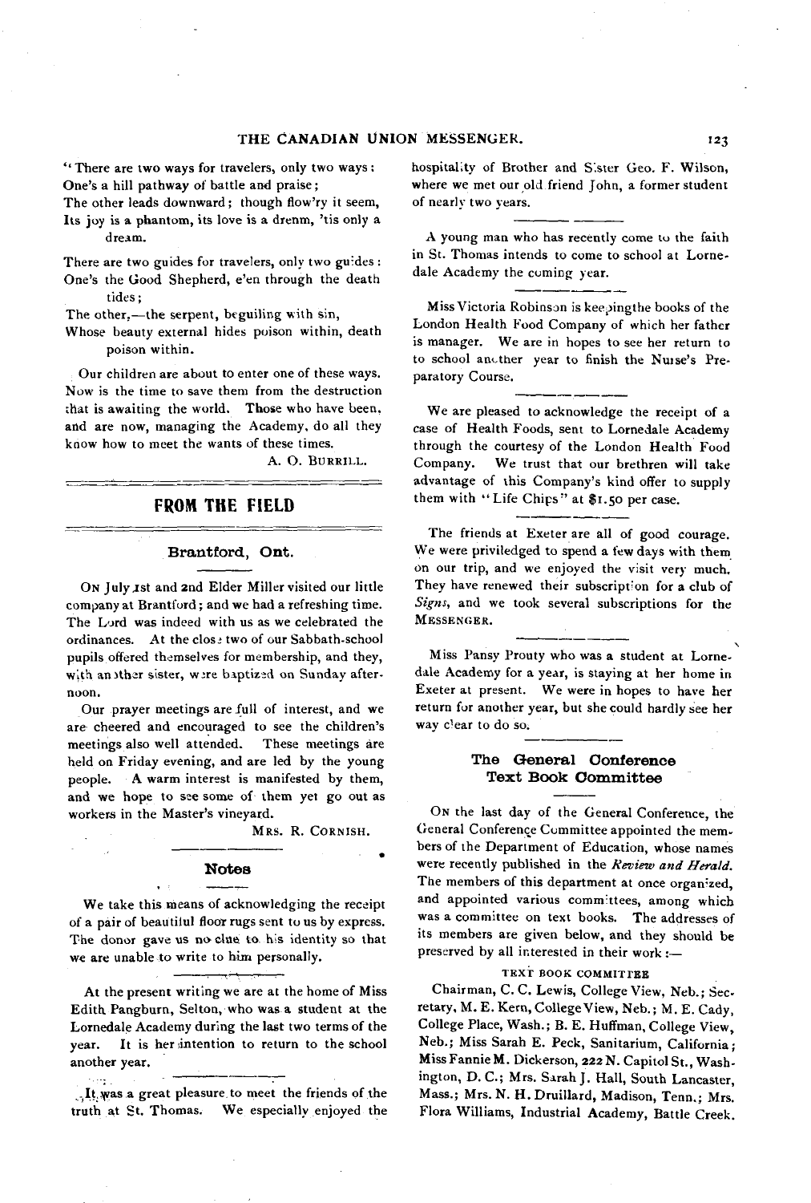"There are two ways for travelers, only two ways:
One's a hill pathway of battle and praise;
The other leads downward; though flow'ry it seem,
Its joy is a phantom, its love is a dream, 'tis only a dream.

There are two guides for travelers, only two guides:
One's the Good Shepherd, e'en through the death tides;
The other,—the serpent, beguiling with sin,
Whose beauty external hides poison within, death poison within.

Our children are about to enter one of these ways. Now is the time to save them from the destruction that is awaiting the world. Those who have been, and are now, managing the Academy, do all they know how to meet the wants of these times.

A. O. BURRILL.

## FROM THE FIELD

### Brantford, Ont.

On July 1st and 2nd Elder Miller visited our little company at Brantford; and we had a refreshing time. The Lord was indeed with us as we celebrated the ordinances. At the close two of our Sabbath-school pupils offered themselves for membership, and they, with another sister, were baptized on Sunday afternoon.

Our prayer meetings are full of interest, and we are cheered and encouraged to see the children's meetings also well attended. These meetings are held on Friday evening, and are led by the young people. A warm interest is manifested by them, and we hope to see some of them yet go out as workers in the Master's vineyard.

MRS. R. CORNISH.

### Notes

We take this means of acknowledging the receipt of a pair of beautiful floor rugs sent to us by express. The donor gave us no clue to his identity so that we are unable to write to him personally.

At the present writing we are at the home of Miss Edith Pangburn, Selton, who was a student at the Lornedale Academy during the last two terms of the year. It is her intention to return to the school another year.

It was a great pleasure to meet the friends of the truth at St. Thomas. We especially enjoyed the hospitality of Brother and Sister Geo. F. Wilson, where we met our old friend John, a former student of nearly two years.

A young man who has recently come to the faith in St. Thomas intends to come to school at Lornedale Academy the coming year.

Miss Victoria Robinson is keepingthe books of the London Health Food Company of which her father is manager. We are in hopes to see her return to to school another year to finish the Nurse's Preparatory Course.

We are pleased to acknowledge the receipt of a case of Health Foods, sent to Lornedale Academy through the courtesy of the London Health Food Company. We trust that our brethren will take advantage of this Company's kind offer to supply them with "Life Chips" at $1.50 per case.

The friends at Exeter are all of good courage. We were priviledged to spend a few days with them on our trip, and we enjoyed the visit very much. They have renewed their subscription for a club of *Signs*, and we took several subscriptions for the MESSENGER.

Miss Pansy Prouty who was a student at Lornedale Academy for a year, is staying at her home in Exeter at present. We were in hopes to have her return for another year, but she could hardly see her way clear to do so.

### The General Conference Text Book Committee

On the last day of the General Conference, the General Conference Committee appointed the members of the Department of Education, whose names were recently published in the *Review and Herald*. The members of this department at once organized, and appointed various committees, among which was a committee on text books. The addresses of its members are given below, and they should be preserved by all interested in their work:—

TEXT BOOK COMMITTEE

Chairman, C. C. Lewis, College View, Neb.; Secretary, M. E. Kern, College View, Neb.; M. E. Cady, College Place, Wash.; B. E. Huffman, College View, Neb.; Miss Sarah E. Peck, Sanitarium, California; Miss Fannie M. Dickerson, 222 N. Capitol St., Washington, D. C.; Mrs. Sarah J. Hall, South Lancaster, Mass.; Mrs. N. H. Druillard, Madison, Tenn.; Mrs. Flora Williams, Industrial Academy, Battle Creek.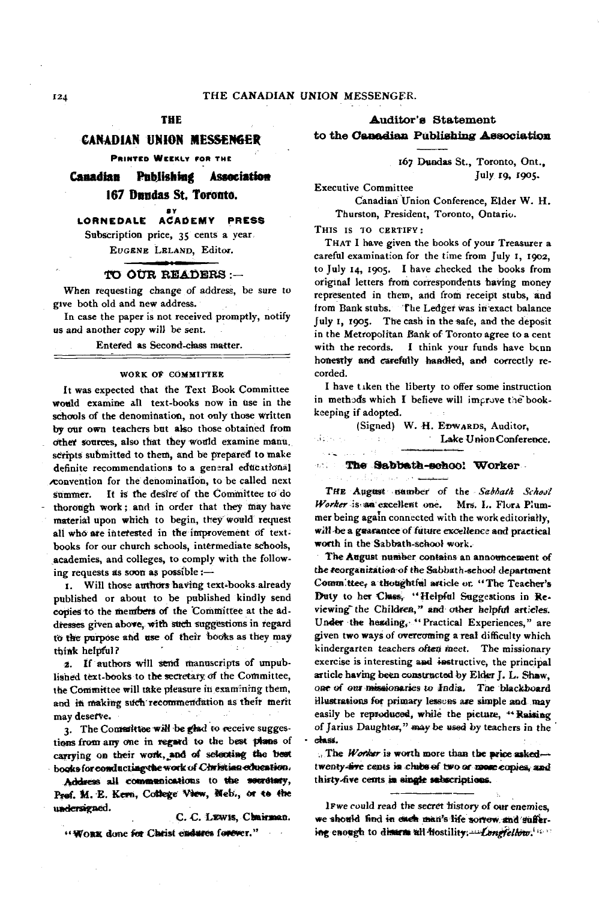# THE CANADIAN UNION MESSENGER

PRINTED WEEKLY FOR THE

**Canadian Publishing Association**

**167 Dundas St. Toronto.**

BY

LORNEDALE ACADEMY PRESS

Subscription price, 35 cents a year.

EUGENE LELAND, Editor.

## TO OUR READERS :—

When requesting change of address, be sure to give both old and new address.

In case the paper is not received promptly, notify us and another copy will be sent.

Entered as Second-class matter.

### WORK OF COMMITTEE

It was expected that the Text Book Committee would examine all text-books now in use in the schools of the denomination, not only those written by our own teachers but also those obtained from other sources, also that they would examine manuscripts submitted to them, and be prepared to make definite recommendations to a general educational convention for the denomination, to be called next summer. It is the desire of the Committee to do thorough work; and in order that they may have material upon which to begin, they would request all who are interested in the improvement of text-books for our church schools, intermediate schools, academies, and colleges, to comply with the following requests as soon as possible :—

1. Will those authors having text-books already published or about to be published kindly send copies to the members of the Committee at the addresses given above, with such suggestions in regard to the purpose and use of their books as they may think helpful?

2. If authors will send manuscripts of unpublished text-books to the secretary of the Committee, the Committee will take pleasure in examining them, and in making such recommendation as their merit may deserve.

3. The Committee will be glad to receive suggestions from any one in regard to the best plans of carrying on their work, and of selecting the best books for conducting the work of Christian education.

Address all communications to the secretary, Prof. M. E. Kern, College View, Neb., or to the undersigned.

C. C. LEWIS, Chairman.

"WORK done for Christ endures forever."

## Auditor's Statement to the Canadian Publishing Association

167 Dundas St., Toronto, Ont.,
July 19, 1905.

Executive Committee

Canadian Union Conference, Elder W. H. Thurston, President, Toronto, Ontario.

THIS IS TO CERTIFY:

THAT I have given the books of your Treasurer a careful examination for the time from July 1, 1902, to July 14, 1905. I have checked the books from original letters from correspondents having money represented in them, and from receipt stubs, and from Bank stubs. The Ledger was in exact balance July 1, 1905. The cash in the safe, and the deposit in the Metropolitan Bank of Toronto agree to a cent with the records. I think your funds have been honestly and carefully handled, and correctly recorded.

I have taken the liberty to offer some instruction in methods which I believe will improve the book-keeping if adopted.

(Signed) W. H. EDWARDS, Auditor,
Lake Union Conference.

## The Sabbath-school Worker

THE August number of the *Sabbath School Worker* is an excellent one. Mrs. L. Flora Plummer being again connected with the work editorially, will be a guarantee of future excellence and practical worth in the Sabbath-school work.

The August number contains an announcement of the reorganization of the Sabbath-school department Committee, a thoughtful article on "The Teacher's Duty to her Class," "Helpful Suggestions in Reviewing the Children," and other helpful articles. Under the heading, "Practical Experiences," are given two ways of overcoming a real difficulty which kindergarten teachers often meet. The missionary exercise is interesting and instructive, the principal article having been constructed by Elder J. L. Shaw, one of our missionaries to India. The blackboard illustrations for primary lessons are simple and may easily be reproduced, while the picture, "Raising of Jarius Daughter," may be used by teachers in the class.

The *Worker* is worth more than the price asked—twenty-five cents in clubs of two or more copies, and thirty-five cents in single subscriptions.

IF we could read the secret history of our enemies, we should find in each man's life sorrow and suffering enough to disarm all hostility.—*Longfellow.*